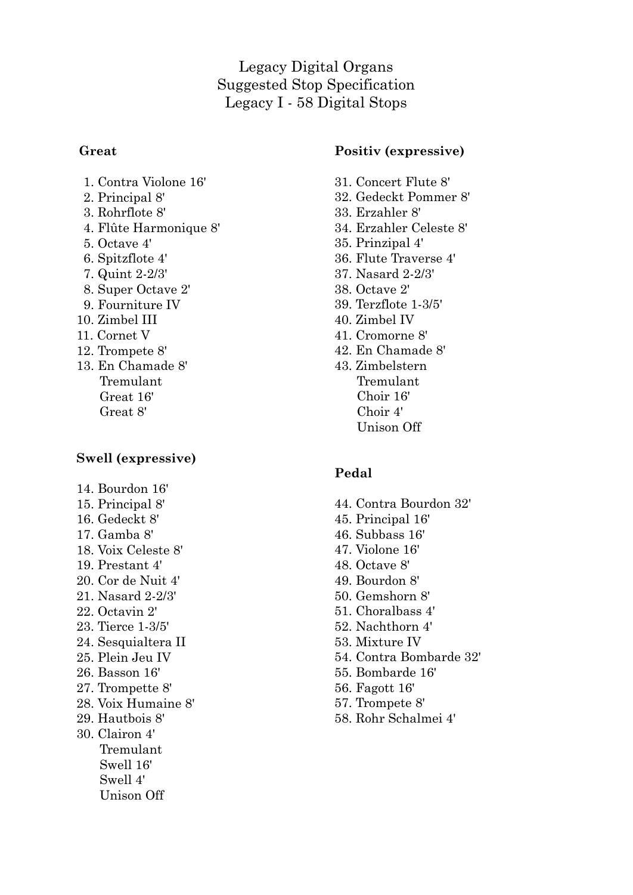# Legacy Digital Organs
## Suggested Stop Specification
## Legacy I - 58 Digital Stops

### Great

1. Contra Violone 16'
2. Principal 8'
3. Rohrflote 8'
4. Flûte Harmonique 8'
5. Octave 4'
6. Spitzflote 4'
7. Quint 2-2/3'
8. Super Octave 2'
9. Fourniture IV
10. Zimbel III
11. Cornet V
12. Trompete 8'
13. En Chamade 8'

    Tremulant
    Great 16'
    Great 8'

### Swell (expressive)

14. Bourdon 16'
15. Principal 8'
16. Gedeckt 8'
17. Gamba 8'
18. Voix Celeste 8'
19. Prestant 4'
20. Cor de Nuit 4'
21. Nasard 2-2/3'
22. Octavin 2'
23. Tierce 1-3/5'
24. Sesquialtera II
25. Plein Jeu IV
26. Basson 16'
27. Trompette 8'
28. Voix Humaine 8'
29. Hautbois 8'
30. Clairon 4'

    Tremulant
    Swell 16'
    Swell 4'
    Unison Off

### Positiv (expressive)

31. Concert Flute 8'
32. Gedeckt Pommer 8'
33. Erzahler 8'
34. Erzahler Celeste 8'
35. Prinzipal 4'
36. Flute Traverse 4'
37. Nasard 2-2/3'
38. Octave 2'
39. Terzflote 1-3/5'
40. Zimbel IV
41. Cromorne 8'
42. En Chamade 8'
43. Zimbelstern

    Tremulant
    Choir 16'
    Choir 4'
    Unison Off

### Pedal

44. Contra Bourdon 32'
45. Principal 16'
46. Subbass 16'
47. Violone 16'
48. Octave 8'
49. Bourdon 8'
50. Gemshorn 8'
51. Choralbass 4'
52. Nachthorn 4'
53. Mixture IV
54. Contra Bombarde 32'
55. Bombarde 16'
56. Fagott 16'
57. Trompete 8'
58. Rohr Schalmei 4'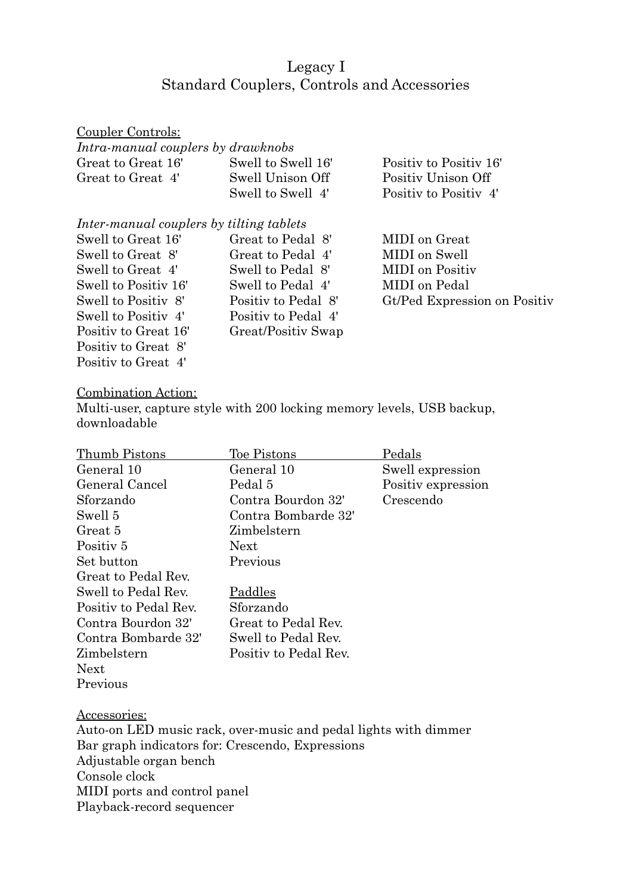# Legacy I
## Standard Couplers, Controls and Accessories

<u>Coupler Controls:</u>

*Intra-manual couplers by drawknobs*

| | | |
|---|---|---|
| Great to Great 16' | Swell to Swell 16' | Positiv to Positiv 16' |
| Great to Great 4' | Swell Unison Off | Positiv Unison Off |
| | Swell to Swell 4' | Positiv to Positiv 4' |

*Inter-manual couplers by tilting tablets*

| | | |
|---|---|---|
| Swell to Great 16' | Great to Pedal 8' | MIDI on Great |
| Swell to Great 8' | Great to Pedal 4' | MIDI on Swell |
| Swell to Great 4' | Swell to Pedal 8' | MIDI on Positiv |
| Swell to Positiv 16' | Swell to Pedal 4' | MIDI on Pedal |
| Swell to Positiv 8' | Positiv to Pedal 8' | Gt/Ped Expression on Positiv |
| Swell to Positiv 4' | Positiv to Pedal 4' | |
| Positiv to Great 16' | Great/Positiv Swap | |
| Positiv to Great 8' | | |
| Positiv to Great 4' | | |

<u>Combination Action:</u>

Multi-user, capture style with 200 locking memory levels, USB backup, downloadable

| Thumb Pistons | Toe Pistons | Pedals |
|---|---|---|
| General 10 | General 10 | Swell expression |
| General Cancel | Pedal 5 | Positiv expression |
| Sforzando | Contra Bourdon 32' | Crescendo |
| Swell 5 | Contra Bombarde 32' | |
| Great 5 | Zimbelstern | |
| Positiv 5 | Next | |
| Set button | Previous | |
| Great to Pedal Rev. | | |
| Swell to Pedal Rev. | <u>Paddles</u> | |
| Positiv to Pedal Rev. | Sforzando | |
| Contra Bourdon 32' | Great to Pedal Rev. | |
| Contra Bombarde 32' | Swell to Pedal Rev. | |
| Zimbelstern | Positiv to Pedal Rev. | |
| Next | | |
| Previous | | |

<u>Accessories:</u>

Auto-on LED music rack, over-music and pedal lights with dimmer
Bar graph indicators for: Crescendo, Expressions
Adjustable organ bench
Console clock
MIDI ports and control panel
Playback-record sequencer